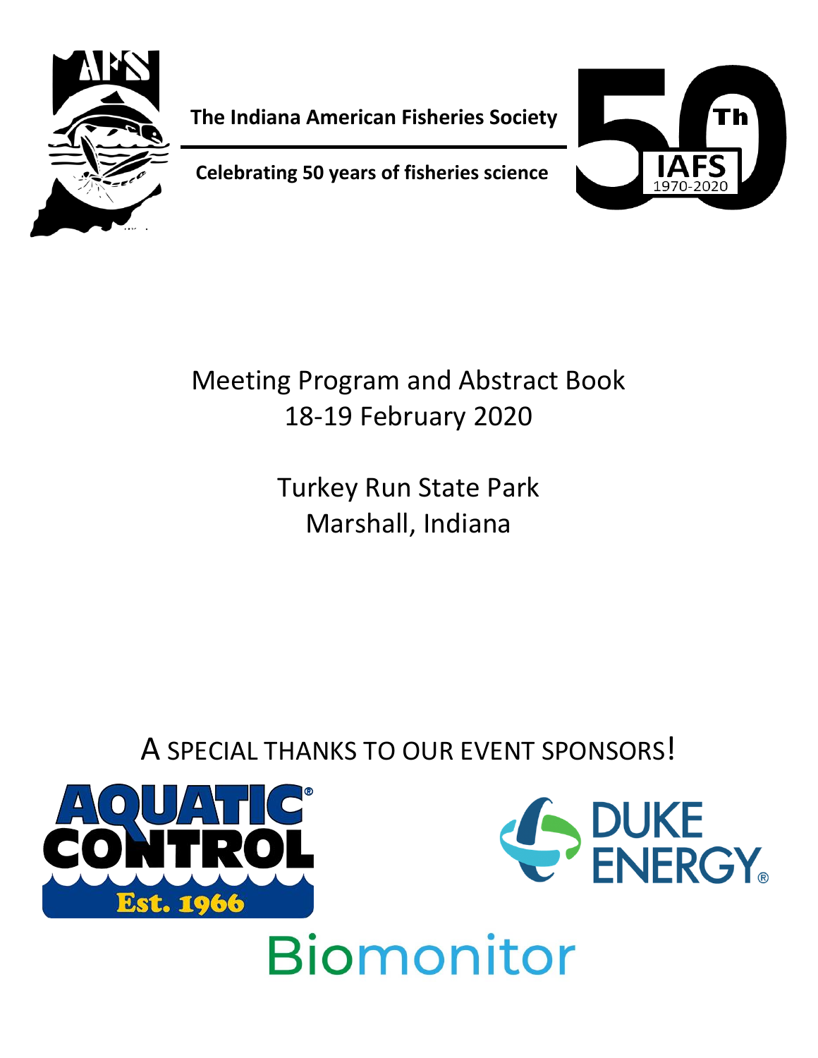**The Indiana American Fisheries Society**

**Celebrating 50 years of fisheries science**

50Th IAFS 1970-2020

# Meeting Program and Abstract Book

## 18-19 February 2020

## Turkey Run State Park
## Marshall, Indiana

A SPECIAL THANKS TO OUR EVENT SPONSORS!

AQUATIC CONTROL Est. 1966

DUKE ENERGY

Biomonitor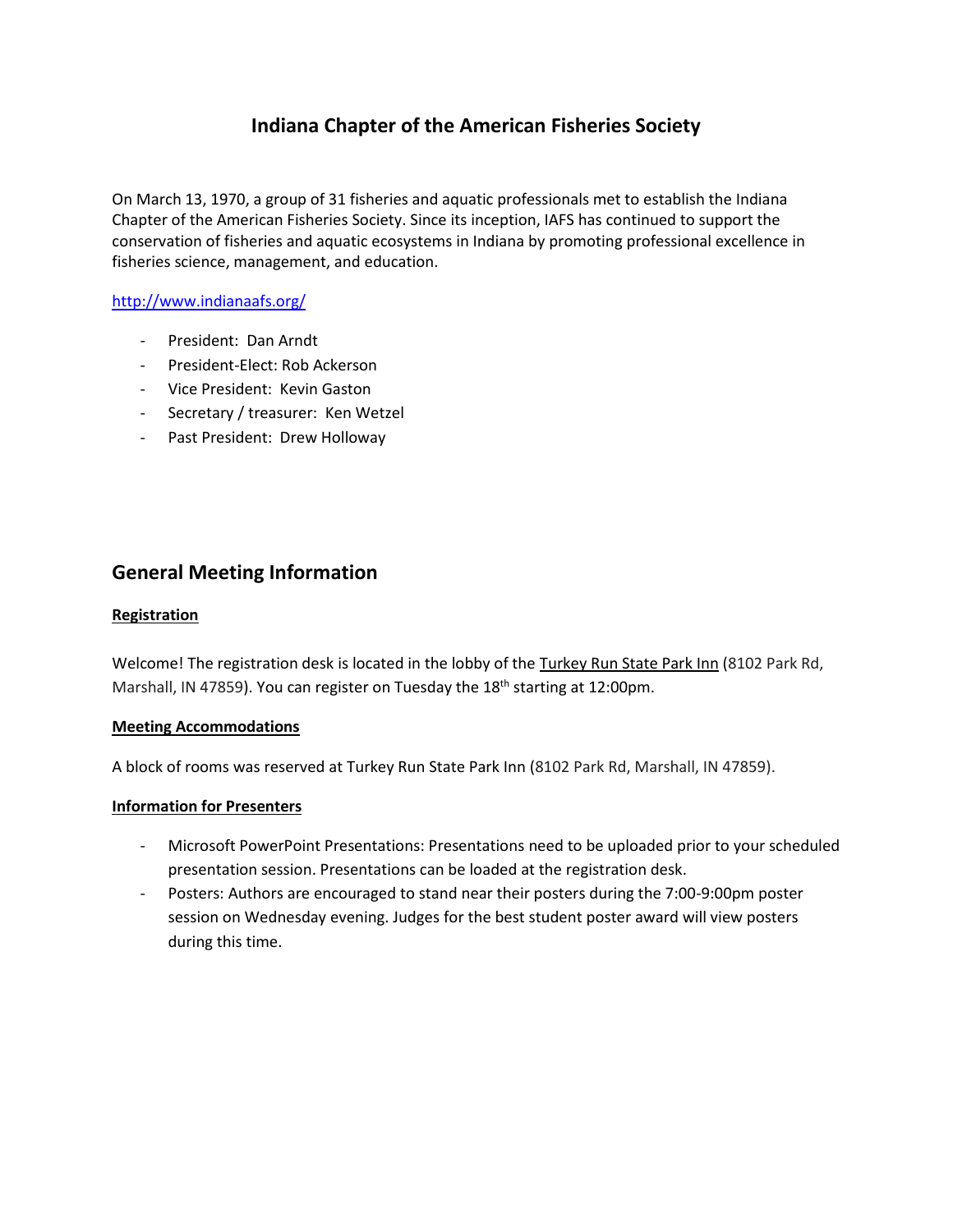# Indiana Chapter of the American Fisheries Society

On March 13, 1970, a group of 31 fisheries and aquatic professionals met to establish the Indiana Chapter of the American Fisheries Society. Since its inception, IAFS has continued to support the conservation of fisheries and aquatic ecosystems in Indiana by promoting professional excellence in fisheries science, management, and education.

http://www.indianaafs.org/

- President: Dan Arndt
- President-Elect: Rob Ackerson
- Vice President: Kevin Gaston
- Secretary / treasurer: Ken Wetzel
- Past President: Drew Holloway

## General Meeting Information

**Registration**

Welcome! The registration desk is located in the lobby of the Turkey Run State Park Inn (8102 Park Rd, Marshall, IN 47859). You can register on Tuesday the 18th starting at 12:00pm.

**Meeting Accommodations**

A block of rooms was reserved at Turkey Run State Park Inn (8102 Park Rd, Marshall, IN 47859).

**Information for Presenters**

- Microsoft PowerPoint Presentations: Presentations need to be uploaded prior to your scheduled presentation session. Presentations can be loaded at the registration desk.
- Posters: Authors are encouraged to stand near their posters during the 7:00-9:00pm poster session on Wednesday evening. Judges for the best student poster award will view posters during this time.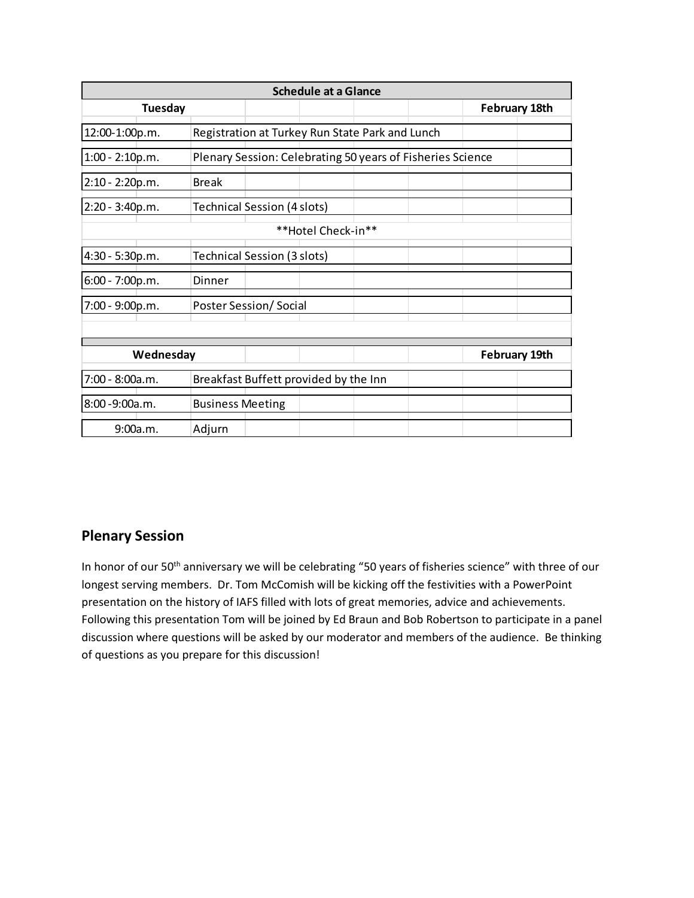| Schedule at a Glance | |
|---|---|
| **Tuesday** | **February 18th** |
| 12:00-1:00p.m. | Registration at Turkey Run State Park and Lunch |
| 1:00 - 2:10p.m. | Plenary Session: Celebrating 50 years of Fisheries Science |
| 2:10 - 2:20p.m. | Break |
| 2:20 - 3:40p.m. | Technical Session (4 slots) |
| | **Hotel Check-in** |
| 4:30 - 5:30p.m. | Technical Session (3 slots) |
| 6:00 - 7:00p.m. | Dinner |
| 7:00 - 9:00p.m. | Poster Session/ Social |
| | |
| **Wednesday** | **February 19th** |
| 7:00 - 8:00a.m. | Breakfast Buffett provided by the Inn |
| 8:00 -9:00a.m. | Business Meeting |
| 9:00a.m. | Adjurn |

## Plenary Session

In honor of our 50th anniversary we will be celebrating "50 years of fisheries science" with three of our longest serving members. Dr. Tom McComish will be kicking off the festivities with a PowerPoint presentation on the history of IAFS filled with lots of great memories, advice and achievements. Following this presentation Tom will be joined by Ed Braun and Bob Robertson to participate in a panel discussion where questions will be asked by our moderator and members of the audience. Be thinking of questions as you prepare for this discussion!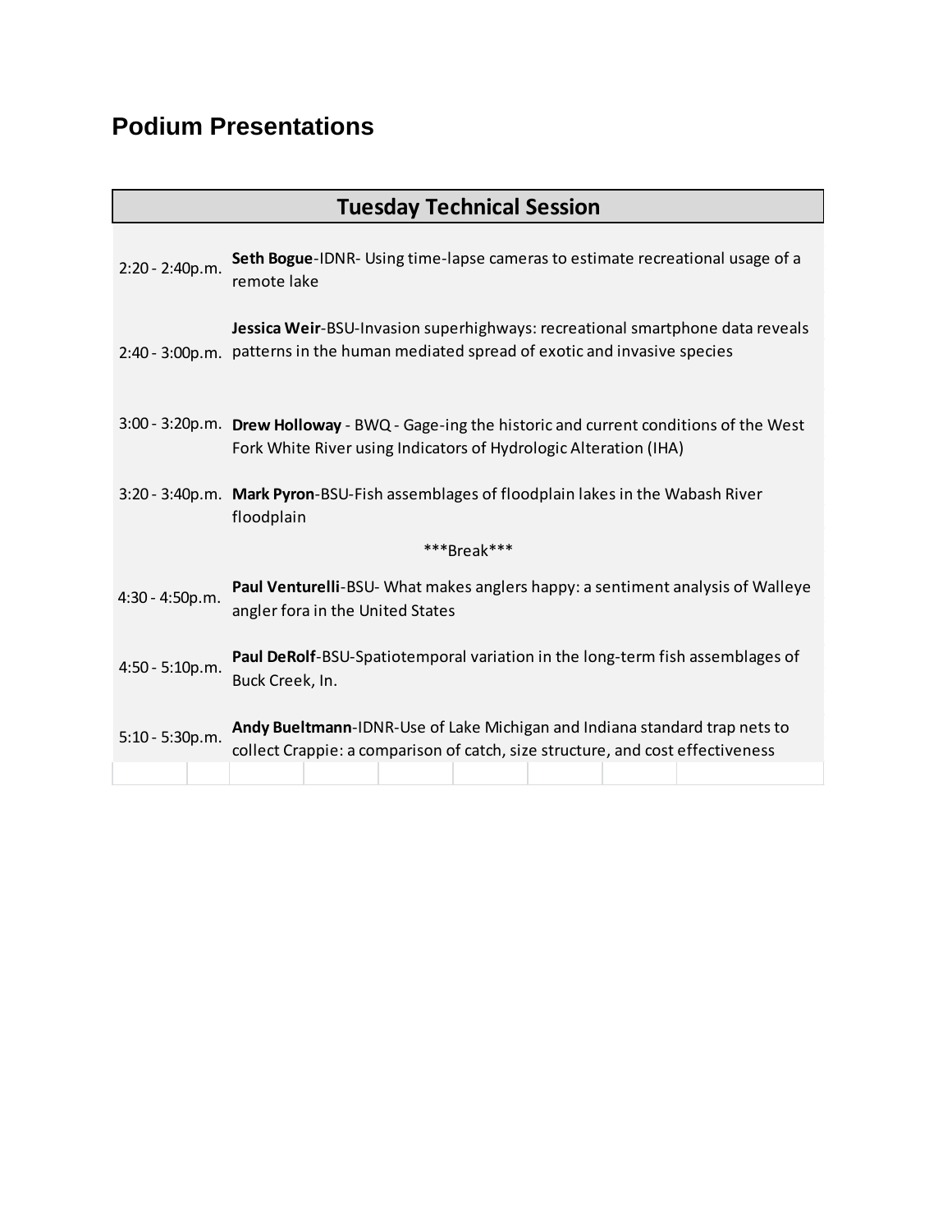# Podium Presentations

| Tuesday Technical Session | |
|---|---|
| 2:20 - 2:40p.m. | **Seth Bogue**-IDNR- Using time-lapse cameras to estimate recreational usage of a remote lake |
| 2:40 - 3:00p.m. | **Jessica Weir**-BSU-Invasion superhighways: recreational smartphone data reveals patterns in the human mediated spread of exotic and invasive species |
| 3:00 - 3:20p.m. | **Drew Holloway** - BWQ - Gage-ing the historic and current conditions of the West Fork White River using Indicators of Hydrologic Alteration (IHA) |
| 3:20 - 3:40p.m. | **Mark Pyron**-BSU-Fish assemblages of floodplain lakes in the Wabash River floodplain |
| | ***Break*** |
| 4:30 - 4:50p.m. | **Paul Venturelli**-BSU- What makes anglers happy: a sentiment analysis of Walleye angler fora in the United States |
| 4:50 - 5:10p.m. | **Paul DeRolf**-BSU-Spatiotemporal variation in the long-term fish assemblages of Buck Creek, In. |
| 5:10 - 5:30p.m. | **Andy Bueltmann**-IDNR-Use of Lake Michigan and Indiana standard trap nets to collect Crappie: a comparison of catch, size structure, and cost effectiveness |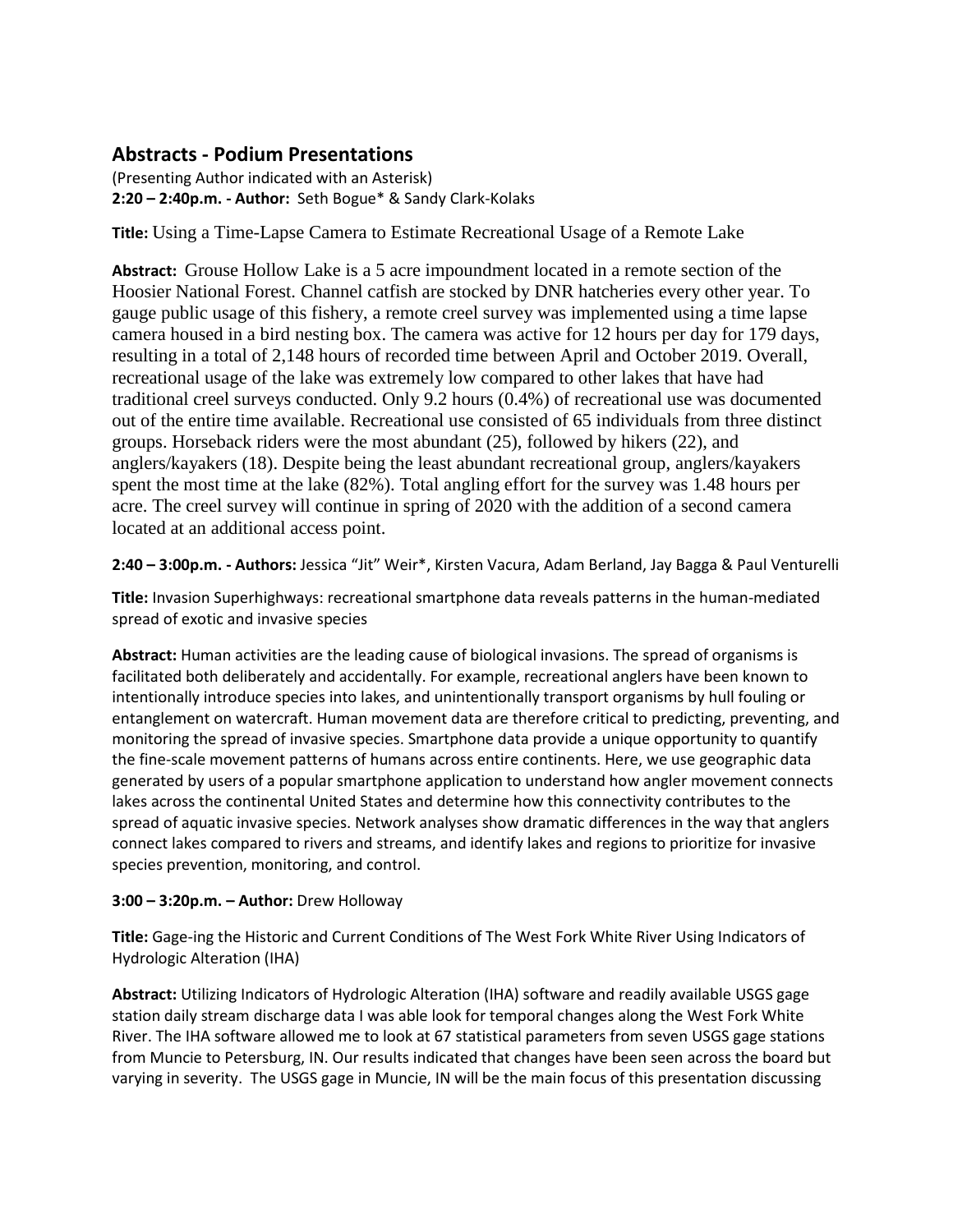## Abstracts - Podium Presentations

(Presenting Author indicated with an Asterisk)

**2:20 – 2:40p.m. - Author:** Seth Bogue* & Sandy Clark-Kolaks

**Title:** Using a Time-Lapse Camera to Estimate Recreational Usage of a Remote Lake

**Abstract:** Grouse Hollow Lake is a 5 acre impoundment located in a remote section of the Hoosier National Forest. Channel catfish are stocked by DNR hatcheries every other year. To gauge public usage of this fishery, a remote creel survey was implemented using a time lapse camera housed in a bird nesting box. The camera was active for 12 hours per day for 179 days, resulting in a total of 2,148 hours of recorded time between April and October 2019. Overall, recreational usage of the lake was extremely low compared to other lakes that have had traditional creel surveys conducted. Only 9.2 hours (0.4%) of recreational use was documented out of the entire time available. Recreational use consisted of 65 individuals from three distinct groups. Horseback riders were the most abundant (25), followed by hikers (22), and anglers/kayakers (18). Despite being the least abundant recreational group, anglers/kayakers spent the most time at the lake (82%). Total angling effort for the survey was 1.48 hours per acre. The creel survey will continue in spring of 2020 with the addition of a second camera located at an additional access point.

**2:40 – 3:00p.m. - Authors:** Jessica "Jit" Weir*, Kirsten Vacura, Adam Berland, Jay Bagga & Paul Venturelli

**Title:** Invasion Superhighways: recreational smartphone data reveals patterns in the human-mediated spread of exotic and invasive species

**Abstract:** Human activities are the leading cause of biological invasions. The spread of organisms is facilitated both deliberately and accidentally. For example, recreational anglers have been known to intentionally introduce species into lakes, and unintentionally transport organisms by hull fouling or entanglement on watercraft. Human movement data are therefore critical to predicting, preventing, and monitoring the spread of invasive species. Smartphone data provide a unique opportunity to quantify the fine-scale movement patterns of humans across entire continents. Here, we use geographic data generated by users of a popular smartphone application to understand how angler movement connects lakes across the continental United States and determine how this connectivity contributes to the spread of aquatic invasive species. Network analyses show dramatic differences in the way that anglers connect lakes compared to rivers and streams, and identify lakes and regions to prioritize for invasive species prevention, monitoring, and control.

**3:00 – 3:20p.m. – Author:** Drew Holloway

**Title:** Gage-ing the Historic and Current Conditions of The West Fork White River Using Indicators of Hydrologic Alteration (IHA)

**Abstract:** Utilizing Indicators of Hydrologic Alteration (IHA) software and readily available USGS gage station daily stream discharge data I was able look for temporal changes along the West Fork White River. The IHA software allowed me to look at 67 statistical parameters from seven USGS gage stations from Muncie to Petersburg, IN. Our results indicated that changes have been seen across the board but varying in severity. The USGS gage in Muncie, IN will be the main focus of this presentation discussing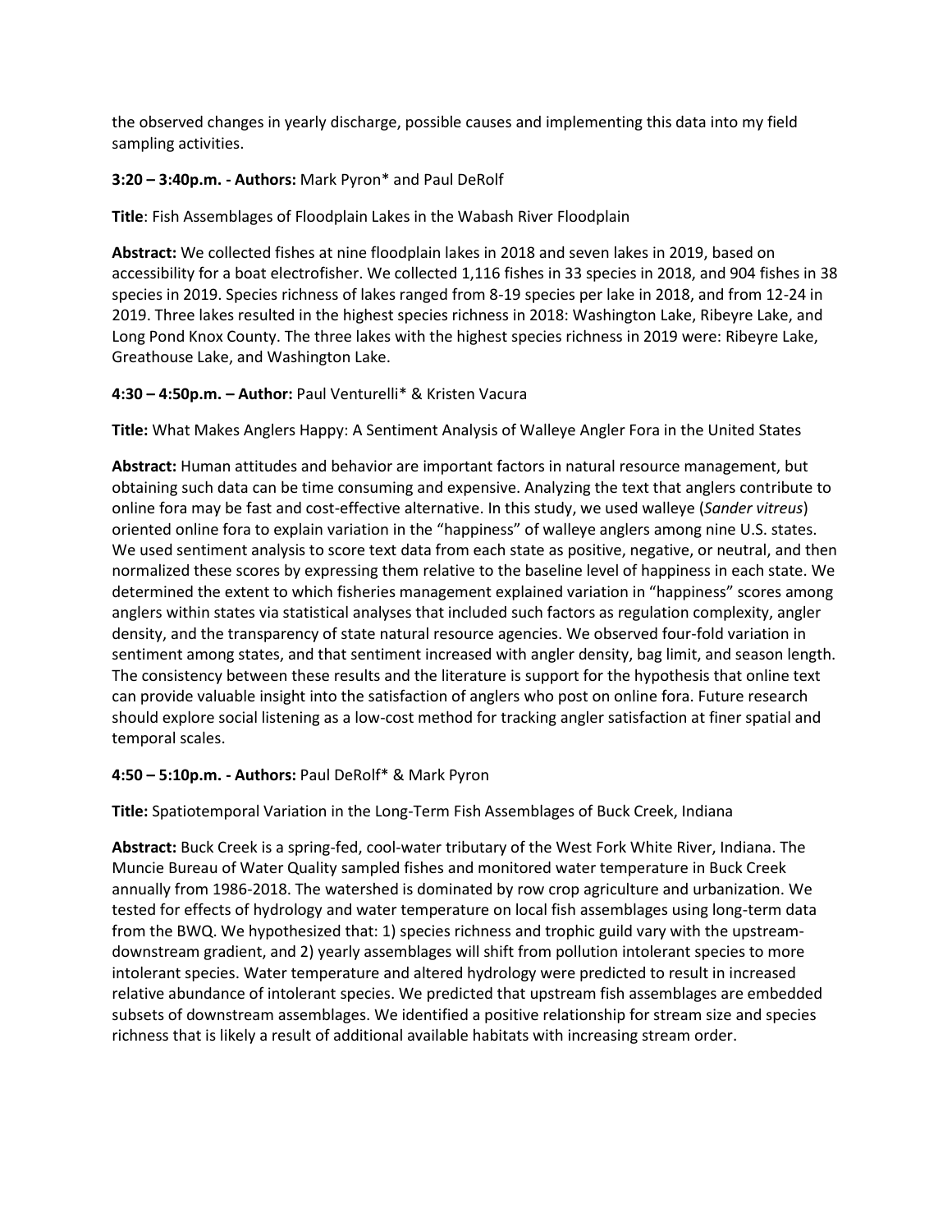the observed changes in yearly discharge, possible causes and implementing this data into my field sampling activities.

**3:20 – 3:40p.m. - Authors:** Mark Pyron* and Paul DeRolf

**Title**: Fish Assemblages of Floodplain Lakes in the Wabash River Floodplain

**Abstract:** We collected fishes at nine floodplain lakes in 2018 and seven lakes in 2019, based on accessibility for a boat electrofisher. We collected 1,116 fishes in 33 species in 2018, and 904 fishes in 38 species in 2019. Species richness of lakes ranged from 8-19 species per lake in 2018, and from 12-24 in 2019. Three lakes resulted in the highest species richness in 2018: Washington Lake, Ribeyre Lake, and Long Pond Knox County. The three lakes with the highest species richness in 2019 were: Ribeyre Lake, Greathouse Lake, and Washington Lake.

**4:30 – 4:50p.m. – Author:** Paul Venturelli* & Kristen Vacura

**Title:** What Makes Anglers Happy: A Sentiment Analysis of Walleye Angler Fora in the United States

**Abstract:** Human attitudes and behavior are important factors in natural resource management, but obtaining such data can be time consuming and expensive. Analyzing the text that anglers contribute to online fora may be fast and cost-effective alternative. In this study, we used walleye (*Sander vitreus*) oriented online fora to explain variation in the "happiness" of walleye anglers among nine U.S. states. We used sentiment analysis to score text data from each state as positive, negative, or neutral, and then normalized these scores by expressing them relative to the baseline level of happiness in each state. We determined the extent to which fisheries management explained variation in "happiness" scores among anglers within states via statistical analyses that included such factors as regulation complexity, angler density, and the transparency of state natural resource agencies. We observed four-fold variation in sentiment among states, and that sentiment increased with angler density, bag limit, and season length. The consistency between these results and the literature is support for the hypothesis that online text can provide valuable insight into the satisfaction of anglers who post on online fora. Future research should explore social listening as a low-cost method for tracking angler satisfaction at finer spatial and temporal scales.

**4:50 – 5:10p.m. - Authors:** Paul DeRolf* & Mark Pyron

**Title:** Spatiotemporal Variation in the Long-Term Fish Assemblages of Buck Creek, Indiana

**Abstract:** Buck Creek is a spring-fed, cool-water tributary of the West Fork White River, Indiana. The Muncie Bureau of Water Quality sampled fishes and monitored water temperature in Buck Creek annually from 1986-2018. The watershed is dominated by row crop agriculture and urbanization. We tested for effects of hydrology and water temperature on local fish assemblages using long-term data from the BWQ. We hypothesized that: 1) species richness and trophic guild vary with the upstream-downstream gradient, and 2) yearly assemblages will shift from pollution intolerant species to more intolerant species. Water temperature and altered hydrology were predicted to result in increased relative abundance of intolerant species. We predicted that upstream fish assemblages are embedded subsets of downstream assemblages. We identified a positive relationship for stream size and species richness that is likely a result of additional available habitats with increasing stream order.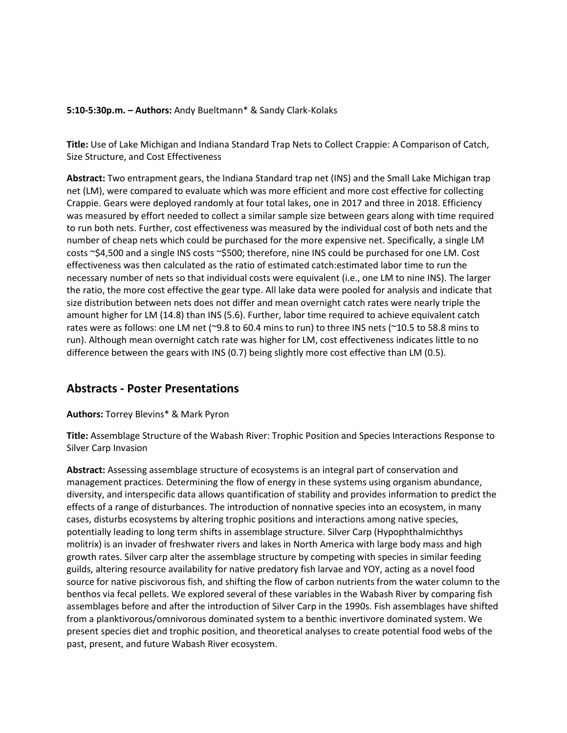**5:10-5:30p.m. – Authors:** Andy Bueltmann* & Sandy Clark-Kolaks

**Title:** Use of Lake Michigan and Indiana Standard Trap Nets to Collect Crappie: A Comparison of Catch, Size Structure, and Cost Effectiveness

**Abstract:** Two entrapment gears, the Indiana Standard trap net (INS) and the Small Lake Michigan trap net (LM), were compared to evaluate which was more efficient and more cost effective for collecting Crappie. Gears were deployed randomly at four total lakes, one in 2017 and three in 2018. Efficiency was measured by effort needed to collect a similar sample size between gears along with time required to run both nets. Further, cost effectiveness was measured by the individual cost of both nets and the number of cheap nets which could be purchased for the more expensive net. Specifically, a single LM costs ~$4,500 and a single INS costs ~$500; therefore, nine INS could be purchased for one LM. Cost effectiveness was then calculated as the ratio of estimated catch:estimated labor time to run the necessary number of nets so that individual costs were equivalent (i.e., one LM to nine INS). The larger the ratio, the more cost effective the gear type. All lake data were pooled for analysis and indicate that size distribution between nets does not differ and mean overnight catch rates were nearly triple the amount higher for LM (14.8) than INS (5.6). Further, labor time required to achieve equivalent catch rates were as follows: one LM net (~9.8 to 60.4 mins to run) to three INS nets (~10.5 to 58.8 mins to run). Although mean overnight catch rate was higher for LM, cost effectiveness indicates little to no difference between the gears with INS (0.7) being slightly more cost effective than LM (0.5).

## Abstracts - Poster Presentations

**Authors:** Torrey Blevins* & Mark Pyron

**Title:** Assemblage Structure of the Wabash River: Trophic Position and Species Interactions Response to Silver Carp Invasion

**Abstract:** Assessing assemblage structure of ecosystems is an integral part of conservation and management practices. Determining the flow of energy in these systems using organism abundance, diversity, and interspecific data allows quantification of stability and provides information to predict the effects of a range of disturbances. The introduction of nonnative species into an ecosystem, in many cases, disturbs ecosystems by altering trophic positions and interactions among native species, potentially leading to long term shifts in assemblage structure. Silver Carp (Hypophthalmichthys molitrix) is an invader of freshwater rivers and lakes in North America with large body mass and high growth rates. Silver carp alter the assemblage structure by competing with species in similar feeding guilds, altering resource availability for native predatory fish larvae and YOY, acting as a novel food source for native piscivorous fish, and shifting the flow of carbon nutrients from the water column to the benthos via fecal pellets. We explored several of these variables in the Wabash River by comparing fish assemblages before and after the introduction of Silver Carp in the 1990s. Fish assemblages have shifted from a planktivorous/omnivorous dominated system to a benthic invertivore dominated system. We present species diet and trophic position, and theoretical analyses to create potential food webs of the past, present, and future Wabash River ecosystem.